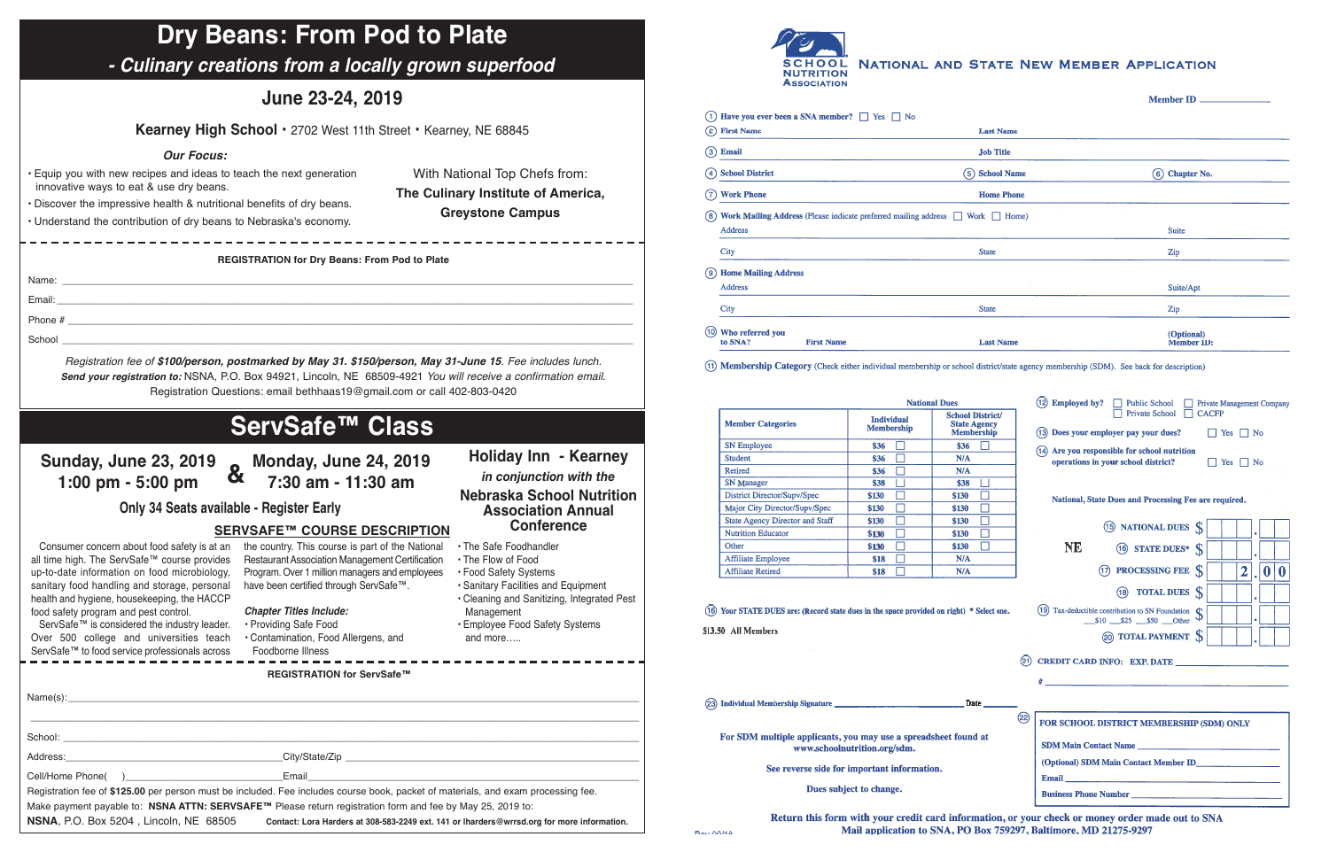# Dry Beans: From Pod to Plate

## - Culinary creations from a locally grown superfood

## June 23-24, 2019

**Kearney High School** • 2702 West 11th Street • Kearney, NE 68845

*Our Focus:*

- Equip you with new recipes and ideas to teach the next generation innovative ways to eat & use dry beans.
- Discover the impressive health & nutritional benefits of dry beans.
- Understand the contribution of dry beans to Nebraska's economy.

With National Top Chefs from:
**The Culinary Institute of America, Greystone Campus**

**REGISTRATION for Dry Beans: From Pod to Plate**

Name: ______________________________

Email: ______________________________

Phone # ______________________________

School ______________________________

*Registration fee of **$100/person, postmarked by May 31. $150/person, May 31-June 15**. Fee includes lunch.*

***Send your registration to:*** NSNA, P.O. Box 94921, Lincoln, NE 68509-4921 *You will receive a confirmation email.*

Registration Questions: email bethhaas19@gmail.com or call 402-803-0420

# ServSafe™ Class

**Sunday, June 23, 2019 1:00 pm - 5:00 pm & Monday, June 24, 2019 7:30 am - 11:30 am**

**Only 34 Seats available - Register Early**

**Holiday Inn - Kearney**
*in conjunction with the*
**Nebraska School Nutrition Association Annual Conference**

## SERVSAFE™ COURSE DESCRIPTION

Consumer concern about food safety is at an all time high. The ServSafe™ course provides up-to-date information on food microbiology, sanitary food handling and storage, personal health and hygiene, housekeeping, the HACCP food safety program and pest control.

ServSafe™ is considered the industry leader. Over 500 college and universities teach ServSafe™ to food service professionals across the country. This course is part of the National Restaurant Association Management Certification Program. Over 1 million managers and employees have been certified through ServSafe™.

*Chapter Titles Include:*

- Providing Safe Food
- Contamination, Food Allergens, and Foodborne Illness
- The Safe Foodhandler
- The Flow of Food
- Food Safety Systems
- Sanitary Facilities and Equipment
- Cleaning and Sanitizing, Integrated Pest Management
- Employee Food Safety Systems and more.....

**REGISTRATION for ServSafe™**

Name(s): ______________________________

School: ______________________________

Address: ______________________ City/State/Zip ______________________

Cell/Home Phone( ) ______________________ Email ______________________

Registration fee of **$125.00** per person must be included. Fee includes course book, packet of materials, and exam processing fee.

Make payment payable to: **NSNA ATTN: SERVSAFE™** Please return registration form and fee by May 25, 2019 to:

**NSNA**, P.O. Box 5204 , Lincoln, NE 68505 **Contact: Lora Harders at 308-583-2249 ext. 141 or lharders@wrrsd.org for more information.**

# SCHOOL NUTRITION ASSOCIATION — NATIONAL AND STATE NEW MEMBER APPLICATION

Member ID ____________

1. Have you ever been a SNA member? ☐ Yes ☐ No
2. First Name ______ Last Name ______
3. Email ______ Job Title ______
4. School District ______ 5. School Name ______ 6. Chapter No. ______
7. Work Phone ______ Home Phone ______
8. Work Mailing Address (Please indicate preferred mailing address ☐ Work ☐ Home)
   Address ______ Suite ______
   City ______ State ______ Zip ______
9. Home Mailing Address
   Address ______ Suite/Apt ______
   City ______ State ______ Zip ______
10. Who referred you to SNA? First Name ______ Last Name ______ (Optional) Member ID: ______
11. Membership Category (Check either individual membership or school district/state agency membership (SDM). See back for description)

| Member Categories | National Dues: Individual Membership | National Dues: School District/ State Agency Membership |
|---|---|---|
| SN Employee | $36 ☐ | $36 ☐ |
| Student | $36 ☐ | N/A |
| Retired | $36 ☐ | N/A |
| SN Manager | $38 ☐ | $38 ☐ |
| District Director/Supv/Spec | $130 ☐ | $130 ☐ |
| Major City Director/Supv/Spec | $130 ☐ | $130 ☐ |
| State Agency Director and Staff | $130 ☐ | $130 ☐ |
| Nutrition Educator | $130 ☐ | $130 ☐ |
| Other | $130 ☐ | $130 ☐ |
| Affiliate Employee | $18 ☐ | N/A |
| Affiliate Retired | $18 ☐ | N/A |

12. Employed by? ☐ Public School ☐ Private Management Company ☐ Private School ☐ CACFP
13. Does your employer pay your dues? ☐ Yes ☐ No
14. Are you responsible for school nutrition operations in your school district? ☐ Yes ☐ No

National, State Dues and Processing Fee are required.

NE

15. NATIONAL DUES $ ____.__
16. STATE DUES* $ ____.__
17. PROCESSING FEE $ 2.00
18. TOTAL DUES $ ____.__
19. Tax-deductible contribution to SN Foundation ___$10 ___$25 ___$50 ___Other $ ____.__
20. TOTAL PAYMENT $ ____.__

16. Your STATE DUES are: (Record state dues in the space provided on right) * Select one.

$13.50 All Members

21. CREDIT CARD INFO: EXP. DATE ______
    # ______

23. Individual Membership Signature ______ Date ______

22. FOR SCHOOL DISTRICT MEMBERSHIP (SDM) ONLY
    SDM Main Contact Name ______
    (Optional) SDM Main Contact Member ID ______
    Email ______
    Business Phone Number ______

For SDM multiple applicants, you may use a spreadsheet found at www.schoolnutrition.org/sdm.

See reverse side for important information.

Dues subject to change.

Return this form with your credit card information, or your check or money order made out to SNA
Mail application to SNA, PO Box 759297, Baltimore, MD 21275-9297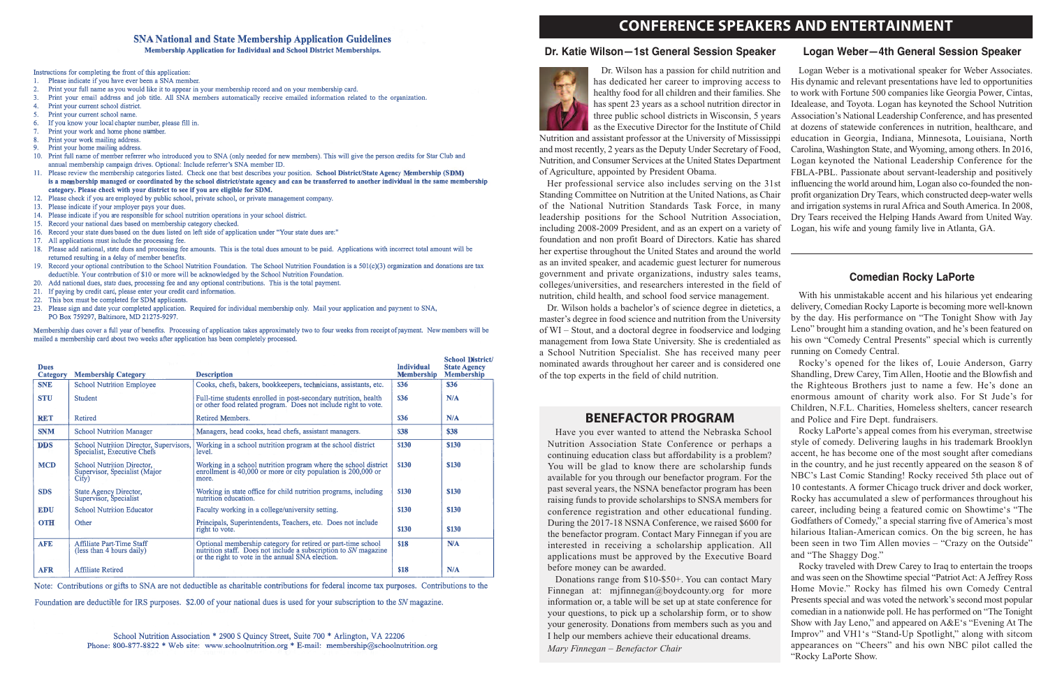## SNA National and State Membership Application Guidelines

**Membership Application for Individual and School District Memberships.**

Instructions for completing the front of this application:

1. Please indicate if you have ever been a SNA member.
2. Print your full name as you would like it to appear in your membership record and on your membership card.
3. Print your email address and job title. All SNA members automatically receive emailed information related to the organization.
4. Print your current school district.
5. Print your current school name.
6. If you know your local chapter number, please fill in.
7. Print your work and home phone number.
8. Print your work mailing address.
9. Print your home mailing address.
10. Print full name of member referrer who introduced you to SNA (only needed for new members). This will give the person credits for Star Club and annual membership campaign drives. Optional: Include referrer's SNA member ID.
11. Please review the membership categories listed. Check one that best describes your position. **School District/State Agency Membership (SDM) is a membership managed or coordinated by the school district/state agency and can be transferred to another individual in the same membership category. Please check with your district to see if you are eligible for SDM.**
12. Please check if you are employed by public school, private school, or private management company.
13. Please indicate if your employer pays your dues.
14. Please indicate if you are responsible for school nutrition operations in your school district.
15. Record your national dues based on membership category checked.
16. Record your state dues based on the dues listed on left side of application under "Your state dues are:"
17. All applications must include the processing fee.
18. Please add national, state dues and processing fee amounts. This is the total dues amount to be paid. Applications with incorrect total amount will be returned resulting in a delay of member benefits.
19. Record your optional contribution to the School Nutrition Foundation. The School Nutrition Foundation is a 501(c)(3) organization and donations are tax deductible. Your contribution of $10 or more will be acknowledged by the School Nutrition Foundation.
20. Add national dues, state dues, processing fee and any optional contributions. This is the total payment.
21. If paying by credit card, please enter your credit card information.
22. This box must be completed for SDM applicants.
23. Please sign and date your completed application. Required for individual membership only. Mail your application and payment to SNA, PO Box 759297, Baltimore, MD 21275-9297.

Membership dues cover a full year of benefits. Processing of application takes approximately two to four weeks from receipt of payment. New members will be mailed a membership card about two weeks after application has been completely processed.

| Dues Category | Membership Category | Description | Individual Membership | School District/ State Agency Membership |
|---|---|---|---|---|
| SNE | School Nutrition Employee | Cooks, chefs, bakers, bookkeepers, technicians, assistants, etc. | $36 | $36 |
| STU | Student | Full-time students enrolled in post-secondary nutrition, health or other food related program. Does not include right to vote. | $36 | N/A |
| RET | Retired | Retired Members. | $36 | N/A |
| SNM | School Nutrition Manager | Managers, head cooks, head chefs, assistant managers. | $38 | $38 |
| DDS | School Nutrition Director, Supervisors, Specialist, Executive Chefs | Working in a school nutrition program at the school district level. | $130 | $130 |
| MCD | School Nutrition Director, Supervisor, Specialist (Major City) | Working in a school nutrition program where the school district enrollment is 40,000 or more or city population is 200,000 or more. | $130 | $130 |
| SDS | State Agency Director, Supervisor, Specialist | Working in state office for child nutrition programs, including nutrition education. | $130 | $130 |
| EDU | School Nutrition Educator | Faculty working in a college/university setting. | $130 | $130 |
| OTH | Other | Principals, Superintendents, Teachers, etc. Does not include right to vote. | $130 | $130 |
| AFE | Affiliate Part-Time Staff (less than 4 hours daily) | Optional membership category for retired or part-time school nutrition staff. Does not include a subscription to *SN* magazine or the right to vote in the annual SNA election. | $18 | N/A |
| AFR | Affiliate Retired | | $18 | N/A |

Note: Contributions or gifts to SNA are not deductible as charitable contributions for federal income tax purposes. Contributions to the Foundation are deductible for IRS purposes. $2.00 of your national dues is used for your subscription to the *SN* magazine.

School Nutrition Association * 2900 S Quincy Street, Suite 700 * Arlington, VA 22206
Phone: 800-877-8822 * Web site: www.schoolnutrition.org * E-mail: membership@schoolnutrition.org

# CONFERENCE SPEAKERS AND ENTERTAINMENT

### Dr. Katie Wilson—1st General Session Speaker

Dr. Wilson has a passion for child nutrition and has dedicated her career to improving access to healthy food for all children and their families. She has spent 23 years as a school nutrition director in three public school districts in Wisconsin, 5 years as the Executive Director for the Institute of Child Nutrition and assistant professor at the University of Mississippi and most recently, 2 years as the Deputy Under Secretary of Food, Nutrition, and Consumer Services at the United States Department of Agriculture, appointed by President Obama.

Her professional service also includes serving on the 31st Standing Committee on Nutrition at the United Nations, as Chair of the National Nutrition Standards Task Force, in many leadership positions for the School Nutrition Association, including 2008-2009 President, and as an expert on a variety of foundation and non profit Board of Directors. Katie has shared her expertise throughout the United States and around the world as an invited speaker, and academic guest lecturer for numerous government and private organizations, industry sales teams, colleges/universities, and researchers interested in the field of nutrition, child health, and school food service management.

Dr. Wilson holds a bachelor's of science degree in dietetics, a master's degree in food science and nutrition from the University of WI – Stout, and a doctoral degree in foodservice and lodging management from Iowa State University. She is credentialed as a School Nutrition Specialist. She has received many peer nominated awards throughout her career and is considered one of the top experts in the field of child nutrition.

## BENEFACTOR PROGRAM

Have you ever wanted to attend the Nebraska School Nutrition Association State Conference or perhaps a continuing education class but affordability is a problem? You will be glad to know there are scholarship funds available for you through our benefactor program. For the past several years, the NSNA benefactor program has been raising funds to provide scholarships to SNSA members for conference registration and other educational funding. During the 2017-18 NSNA Conference, we raised $600 for the benefactor program. Contact Mary Finnegan if you are interested in receiving a scholarship application. All applications must be approved by the Executive Board before money can be awarded.

Donations range from $10-$50+. You can contact Mary Finnegan at: mjfinnegan@boydcounty.org for more information or, a table will be set up at state conference for your questions, to pick up a scholarship form, or to show your generosity. Donations from members such as you and I help our members achieve their educational dreams.

*Mary Finnegan – Benefactor Chair*

### Logan Weber—4th General Session Speaker

Logan Weber is a motivational speaker for Weber Associates. His dynamic and relevant presentations have led to opportunities to work with Fortune 500 companies like Georgia Power, Cintas, Idealease, and Toyota. Logan has keynoted the School Nutrition Association's National Leadership Conference, and has presented at dozens of statewide conferences in nutrition, healthcare, and education in Georgia, Indiana, Minnesota, Louisiana, North Carolina, Washington State, and Wyoming, among others. In 2016, Logan keynoted the National Leadership Conference for the FBLA-PBL. Passionate about servant-leadership and positively influencing the world around him, Logan also co-founded the non-profit organization Dry Tears, which constructed deep-water wells and irrigation systems in rural Africa and South America. In 2008, Dry Tears received the Helping Hands Award from United Way. Logan, his wife and young family live in Atlanta, GA.

### Comedian Rocky LaPorte

With his unmistakable accent and his hilarious yet endearing delivery, Comedian Rocky Laporte is becoming more well-known by the day. His performance on "The Tonight Show with Jay Leno" brought him a standing ovation, and he's been featured on his own "Comedy Central Presents" special which is currently running on Comedy Central.

Rocky's opened for the likes of, Louie Anderson, Garry Shandling, Drew Carey, Tim Allen, Hootie and the Blowfish and the Righteous Brothers just to name a few. He's done an enormous amount of charity work also. For St Jude's for Children, N.F.L. Charities, Homeless shelters, cancer research and Police and Fire Dept. fundraisers.

Rocky LaPorte's appeal comes from his everyman, streetwise style of comedy. Delivering laughs in his trademark Brooklyn accent, he has become one of the most sought after comedians in the country, and he just recently appeared on the season 8 of NBC's Last Comic Standing! Rocky received 5th place out of 10 contestants. A former Chicago truck driver and dock worker, Rocky has accumulated a slew of performances throughout his career, including being a featured comic on Showtime's "The Godfathers of Comedy," a special starring five of America's most hilarious Italian-American comics. On the big screen, he has been seen in two Tim Allen movies – "Crazy on the Outside" and "The Shaggy Dog."

Rocky traveled with Drew Carey to Iraq to entertain the troops and was seen on the Showtime special "Patriot Act: A Jeffrey Ross Home Movie." Rocky has filmed his own Comedy Central Presents special and was voted the network's second most popular comedian in a nationwide poll. He has performed on "The Tonight Show with Jay Leno," and appeared on A&E's "Evening At The Improv" and VH1's "Stand-Up Spotlight," along with sitcom appearances on "Cheers" and his own NBC pilot called the "Rocky LaPorte Show.